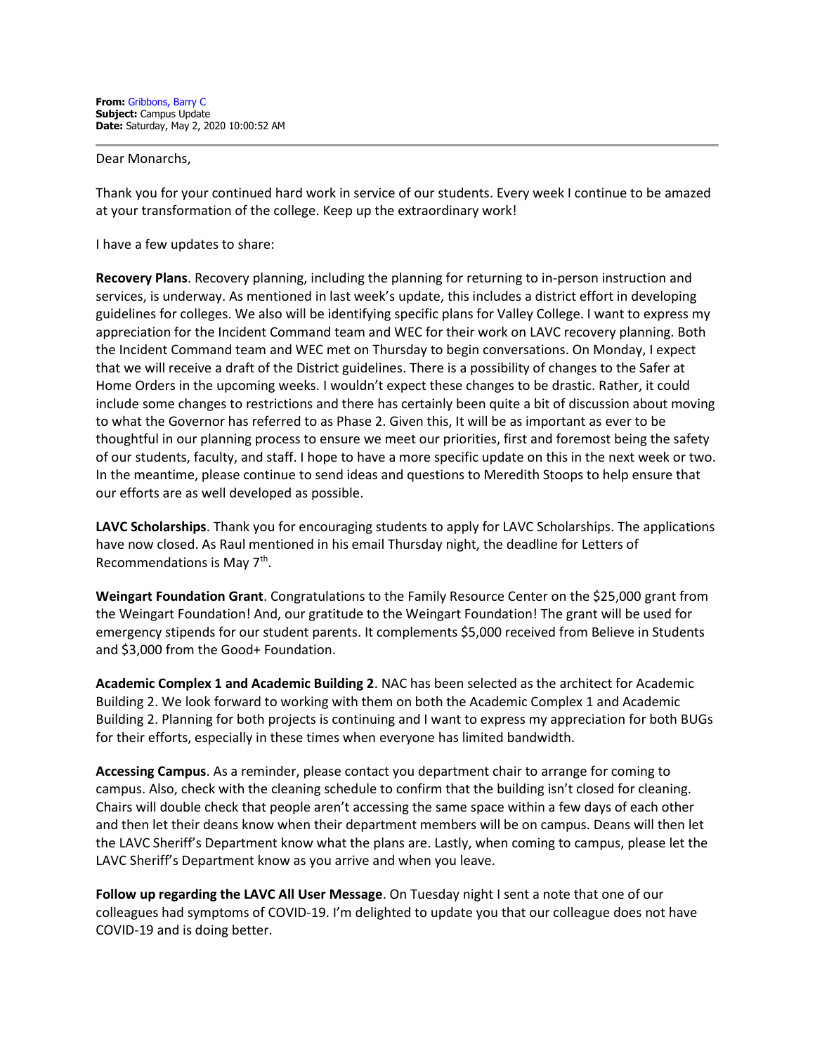**From:** Gribbons, Barry C
**Subject:** Campus Update
**Date:** Saturday, May 2, 2020 10:00:52 AM

---

Dear Monarchs,

Thank you for your continued hard work in service of our students. Every week I continue to be amazed at your transformation of the college. Keep up the extraordinary work!

I have a few updates to share:

**Recovery Plans**. Recovery planning, including the planning for returning to in-person instruction and services, is underway. As mentioned in last week's update, this includes a district effort in developing guidelines for colleges. We also will be identifying specific plans for Valley College. I want to express my appreciation for the Incident Command team and WEC for their work on LAVC recovery planning. Both the Incident Command team and WEC met on Thursday to begin conversations. On Monday, I expect that we will receive a draft of the District guidelines. There is a possibility of changes to the Safer at Home Orders in the upcoming weeks. I wouldn't expect these changes to be drastic. Rather, it could include some changes to restrictions and there has certainly been quite a bit of discussion about moving to what the Governor has referred to as Phase 2. Given this, It will be as important as ever to be thoughtful in our planning process to ensure we meet our priorities, first and foremost being the safety of our students, faculty, and staff. I hope to have a more specific update on this in the next week or two. In the meantime, please continue to send ideas and questions to Meredith Stoops to help ensure that our efforts are as well developed as possible.

**LAVC Scholarships**. Thank you for encouraging students to apply for LAVC Scholarships. The applications have now closed. As Raul mentioned in his email Thursday night, the deadline for Letters of Recommendations is May 7th.

**Weingart Foundation Grant**. Congratulations to the Family Resource Center on the $25,000 grant from the Weingart Foundation! And, our gratitude to the Weingart Foundation! The grant will be used for emergency stipends for our student parents. It complements $5,000 received from Believe in Students and $3,000 from the Good+ Foundation.

**Academic Complex 1 and Academic Building 2**. NAC has been selected as the architect for Academic Building 2. We look forward to working with them on both the Academic Complex 1 and Academic Building 2. Planning for both projects is continuing and I want to express my appreciation for both BUGs for their efforts, especially in these times when everyone has limited bandwidth.

**Accessing Campus**. As a reminder, please contact you department chair to arrange for coming to campus. Also, check with the cleaning schedule to confirm that the building isn't closed for cleaning. Chairs will double check that people aren't accessing the same space within a few days of each other and then let their deans know when their department members will be on campus. Deans will then let the LAVC Sheriff's Department know what the plans are. Lastly, when coming to campus, please let the LAVC Sheriff's Department know as you arrive and when you leave.

**Follow up regarding the LAVC All User Message**. On Tuesday night I sent a note that one of our colleagues had symptoms of COVID-19. I'm delighted to update you that our colleague does not have COVID-19 and is doing better.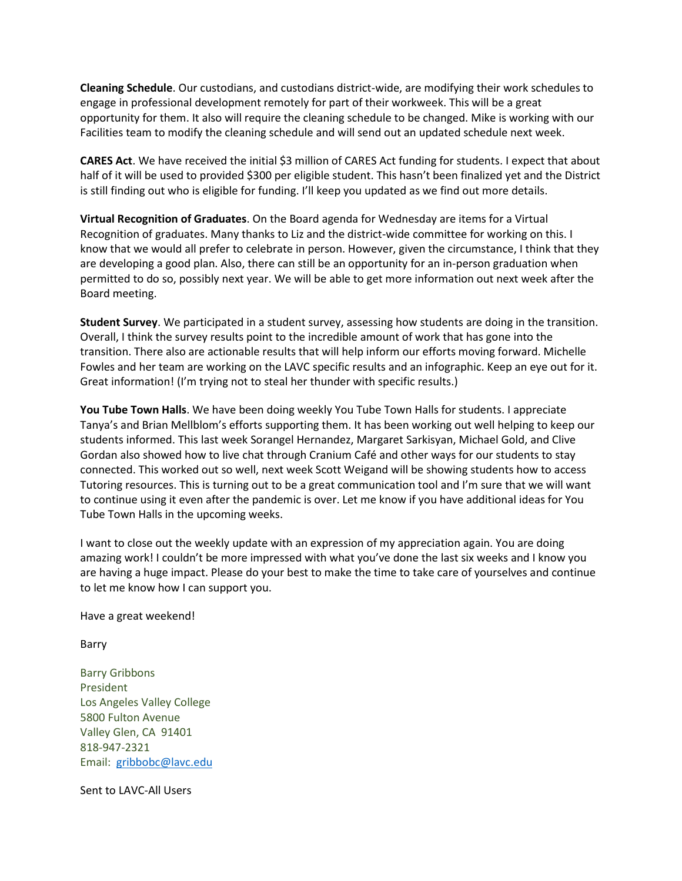**Cleaning Schedule**. Our custodians, and custodians district-wide, are modifying their work schedules to engage in professional development remotely for part of their workweek. This will be a great opportunity for them. It also will require the cleaning schedule to be changed. Mike is working with our Facilities team to modify the cleaning schedule and will send out an updated schedule next week.

**CARES Act**. We have received the initial $3 million of CARES Act funding for students. I expect that about half of it will be used to provided $300 per eligible student. This hasn't been finalized yet and the District is still finding out who is eligible for funding. I'll keep you updated as we find out more details.

**Virtual Recognition of Graduates**. On the Board agenda for Wednesday are items for a Virtual Recognition of graduates. Many thanks to Liz and the district-wide committee for working on this. I know that we would all prefer to celebrate in person. However, given the circumstance, I think that they are developing a good plan. Also, there can still be an opportunity for an in-person graduation when permitted to do so, possibly next year. We will be able to get more information out next week after the Board meeting.

**Student Survey**. We participated in a student survey, assessing how students are doing in the transition. Overall, I think the survey results point to the incredible amount of work that has gone into the transition. There also are actionable results that will help inform our efforts moving forward. Michelle Fowles and her team are working on the LAVC specific results and an infographic. Keep an eye out for it. Great information! (I'm trying not to steal her thunder with specific results.)

**You Tube Town Halls**. We have been doing weekly You Tube Town Halls for students. I appreciate Tanya's and Brian Mellblom's efforts supporting them. It has been working out well helping to keep our students informed. This last week Sorangel Hernandez, Margaret Sarkisyan, Michael Gold, and Clive Gordan also showed how to live chat through Cranium Café and other ways for our students to stay connected. This worked out so well, next week Scott Weigand will be showing students how to access Tutoring resources. This is turning out to be a great communication tool and I'm sure that we will want to continue using it even after the pandemic is over. Let me know if you have additional ideas for You Tube Town Halls in the upcoming weeks.

I want to close out the weekly update with an expression of my appreciation again. You are doing amazing work! I couldn't be more impressed with what you've done the last six weeks and I know you are having a huge impact. Please do your best to make the time to take care of yourselves and continue to let me know how I can support you.

Have a great weekend!

Barry

Barry Gribbons
President
Los Angeles Valley College
5800 Fulton Avenue
Valley Glen, CA 91401
818-947-2321
Email: gribbobc@lavc.edu

Sent to LAVC-All Users